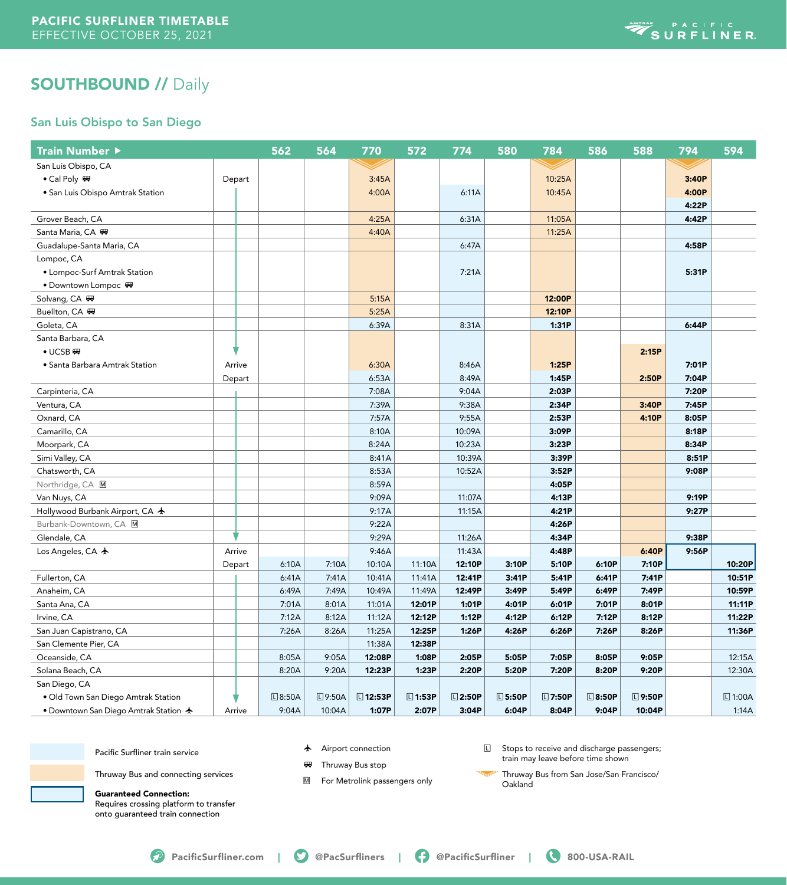# PACIFIC SURFLINER TIMETABLE
EFFECTIVE OCTOBER 25, 2021

## SOUTHBOUND // Daily

### San Luis Obispo to San Diego

| Train Number ▶ | | 562 | 564 | 770 | 572 | 774 | 580 | 784 | 586 | 588 | 794 | 594 |
|---|---|---|---|---|---|---|---|---|---|---|---|---|
| San Luis Obispo, CA | | | | | | | | | | | | |
| • Cal Poly 🚌 | Depart | | | 3:45A | | | | 10:25A | | | 3:40P | |
| • San Luis Obispo Amtrak Station | | | | 4:00A | | 6:11A | | 10:45A | | | 4:00P | |
| | | | | | | | | | | | 4:22P | |
| Grover Beach, CA | | | | 4:25A | | 6:31A | | 11:05A | | | 4:42P | |
| Santa Maria, CA 🚌 | | | | 4:40A | | | | 11:25A | | | | |
| Guadalupe-Santa Maria, CA | | | | | | 6:47A | | | | | 4:58P | |
| Lompoc, CA | | | | | | | | | | | | |
| • Lompoc-Surf Amtrak Station | | | | | | 7:21A | | | | | 5:31P | |
| • Downtown Lompoc 🚌 | | | | | | | | | | | | |
| Solvang, CA 🚌 | | | | 5:15A | | | | 12:00P | | | | |
| Buellton, CA 🚌 | | | | 5:25A | | | | 12:10P | | | | |
| Goleta, CA | | | | 6:39A | | 8:31A | | 1:31P | | | 6:44P | |
| Santa Barbara, CA | | | | | | | | | | | | |
| • UCSB 🚌 | | | | | | | | | | 2:15P | | |
| • Santa Barbara Amtrak Station | Arrive | | | 6:30A | | 8:46A | | 1:25P | | | 7:01P | |
| | Depart | | | 6:53A | | 8:49A | | 1:45P | | 2:50P | 7:04P | |
| Carpinteria, CA | | | | 7:08A | | 9:04A | | 2:03P | | | 7:20P | |
| Ventura, CA | | | | 7:39A | | 9:38A | | 2:34P | | 3:40P | 7:45P | |
| Oxnard, CA | | | | 7:57A | | 9:55A | | 2:53P | | 4:10P | 8:05P | |
| Camarillo, CA | | | | 8:10A | | 10:09A | | 3:09P | | | 8:18P | |
| Moorpark, CA | | | | 8:24A | | 10:23A | | 3:23P | | | 8:34P | |
| Simi Valley, CA | | | | 8:41A | | 10:39A | | 3:39P | | | 8:51P | |
| Chatsworth, CA | | | | 8:53A | | 10:52A | | 3:52P | | | 9:08P | |
| Northridge, CA Ⓜ | | | | 8:59A | | | | 4:05P | | | | |
| Van Nuys, CA | | | | 9:09A | | 11:07A | | 4:13P | | | 9:19P | |
| Hollywood Burbank Airport, CA ✈ | | | | 9:17A | | 11:15A | | 4:21P | | | 9:27P | |
| Burbank-Downtown, CA Ⓜ | | | | 9:22A | | | | 4:26P | | | | |
| Glendale, CA | | | | 9:29A | | 11:26A | | 4:34P | | | 9:38P | |
| Los Angeles, CA ✈ | Arrive | | | 9:46A | | 11:43A | | 4:48P | | 6:40P | 9:56P | |
| | Depart | 6:10A | 7:10A | 10:10A | 11:10A | 12:10P | 3:10P | 5:10P | 6:10P | 7:10P | | 10:20P |
| Fullerton, CA | | 6:41A | 7:41A | 10:41A | 11:41A | 12:41P | 3:41P | 5:41P | 6:41P | 7:41P | | 10:51P |
| Anaheim, CA | | 6:49A | 7:49A | 10:49A | 11:49A | 12:49P | 3:49P | 5:49P | 6:49P | 7:49P | | 10:59P |
| Santa Ana, CA | | 7:01A | 8:01A | 11:01A | 12:01P | 1:01P | 4:01P | 6:01P | 7:01P | 8:01P | | 11:11P |
| Irvine, CA | | 7:12A | 8:12A | 11:12A | 12:12P | 1:12P | 4:12P | 6:12P | 7:12P | 8:12P | | 11:22P |
| San Juan Capistrano, CA | | 7:26A | 8:26A | 11:25A | 12:25P | 1:26P | 4:26P | 6:26P | 7:26P | 8:26P | | 11:36P |
| San Clemente Pier, CA | | | | 11:38A | 12:38P | | | | | | | |
| Oceanside, CA | | 8:05A | 9:05A | 12:08P | 1:08P | 2:05P | 5:05P | 7:05P | 8:05P | 9:05P | | 12:15A |
| Solana Beach, CA | | 8:20A | 9:20A | 12:23P | 1:23P | 2:20P | 5:20P | 7:20P | 8:20P | 9:20P | | 12:30A |
| San Diego, CA | | | | | | | | | | | | |
| • Old Town San Diego Amtrak Station | | Ⓛ 8:50A | Ⓛ 9:50A | Ⓛ 12:53P | Ⓛ 1:53P | Ⓛ 2:50P | Ⓛ 5:50P | Ⓛ 7:50P | Ⓛ 8:50P | Ⓛ 9:50P | | Ⓛ 1:00A |
| • Downtown San Diego Amtrak Station ✈ | Arrive | 9:04A | 10:04A | 1:07P | 2:07P | 3:04P | 6:04P | 8:04P | 9:04P | 10:04P | | 1:14A |

**Legend:**

- Pacific Surfliner train service (light blue shading)
- Thruway Bus and connecting services (light orange shading)
- **Guaranteed Connection:** Requires crossing platform to transfer onto guaranteed train connection (outlined box)
- ✈ Airport connection
- 🚌 Thruway Bus stop
- Ⓜ For Metrolink passengers only
- Ⓛ Stops to receive and discharge passengers; train may leave before time shown
- Thruway Bus from San Jose/San Francisco/Oakland (orange chevron)

PacificSurfliner.com | @PacSurfliners | @PacificSurfliner | 800-USA-RAIL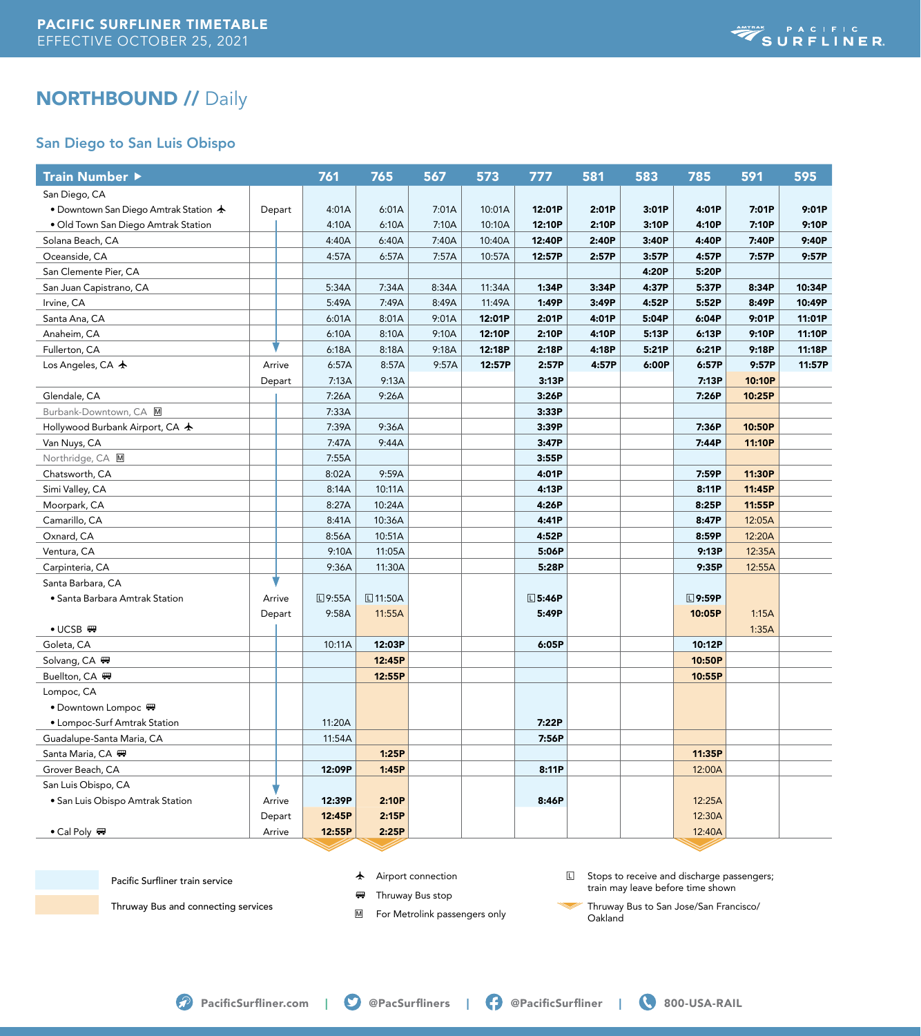# PACIFIC SURFLINER TIMETABLE
EFFECTIVE OCTOBER 25, 2021

## NORTHBOUND // Daily

### San Diego to San Luis Obispo

| Train Number ▶ | | 761 | 765 | 567 | 573 | 777 | 581 | 583 | 785 | 591 | 595 |
|---|---|---|---|---|---|---|---|---|---|---|---|
| San Diego, CA | | | | | | | | | | | |
| • Downtown San Diego Amtrak Station ✈ | Depart | 4:01A | 6:01A | 7:01A | 10:01A | **12:01P** | **2:01P** | **3:01P** | **4:01P** | **7:01P** | **9:01P** |
| • Old Town San Diego Amtrak Station | | 4:10A | 6:10A | 7:10A | 10:10A | **12:10P** | **2:10P** | **3:10P** | **4:10P** | **7:10P** | **9:10P** |
| Solana Beach, CA | | 4:40A | 6:40A | 7:40A | 10:40A | **12:40P** | **2:40P** | **3:40P** | **4:40P** | **7:40P** | **9:40P** |
| Oceanside, CA | | 4:57A | 6:57A | 7:57A | 10:57A | **12:57P** | **2:57P** | **3:57P** | **4:57P** | **7:57P** | **9:57P** |
| San Clemente Pier, CA | | | | | | | | **4:20P** | **5:20P** | | |
| San Juan Capistrano, CA | | 5:34A | 7:34A | 8:34A | 11:34A | **1:34P** | **3:34P** | **4:37P** | **5:37P** | **8:34P** | **10:34P** |
| Irvine, CA | | 5:49A | 7:49A | 8:49A | 11:49A | **1:49P** | **3:49P** | **4:52P** | **5:52P** | **8:49P** | **10:49P** |
| Santa Ana, CA | | 6:01A | 8:01A | 9:01A | **12:01P** | **2:01P** | **4:01P** | **5:04P** | **6:04P** | **9:01P** | **11:01P** |
| Anaheim, CA | | 6:10A | 8:10A | 9:10A | **12:10P** | **2:10P** | **4:10P** | **5:13P** | **6:13P** | **9:10P** | **11:10P** |
| Fullerton, CA | | 6:18A | 8:18A | 9:18A | **12:18P** | **2:18P** | **4:18P** | **5:21P** | **6:21P** | **9:18P** | **11:18P** |
| Los Angeles, CA ✈ | Arrive | 6:57A | 8:57A | 9:57A | **12:57P** | **2:57P** | **4:57P** | **6:00P** | **6:57P** | **9:57P** | **11:57P** |
| | Depart | 7:13A | 9:13A | | | **3:13P** | | | **7:13P** | **10:10P** | |
| Glendale, CA | | 7:26A | 9:26A | | | **3:26P** | | | **7:26P** | **10:25P** | |
| Burbank-Downtown, CA Ⓜ | | 7:33A | | | | **3:33P** | | | | | |
| Hollywood Burbank Airport, CA ✈ | | 7:39A | 9:36A | | | **3:39P** | | | **7:36P** | **10:50P** | |
| Van Nuys, CA | | 7:47A | 9:44A | | | **3:47P** | | | **7:44P** | **11:10P** | |
| Northridge, CA Ⓜ | | 7:55A | | | | **3:55P** | | | | | |
| Chatsworth, CA | | 8:02A | 9:59A | | | **4:01P** | | | **7:59P** | **11:30P** | |
| Simi Valley, CA | | 8:14A | 10:11A | | | **4:13P** | | | **8:11P** | **11:45P** | |
| Moorpark, CA | | 8:27A | 10:24A | | | **4:26P** | | | **8:25P** | **11:55P** | |
| Camarillo, CA | | 8:41A | 10:36A | | | **4:41P** | | | **8:47P** | 12:05A | |
| Oxnard, CA | | 8:56A | 10:51A | | | **4:52P** | | | **8:59P** | 12:20A | |
| Ventura, CA | | 9:10A | 11:05A | | | **5:06P** | | | **9:13P** | 12:35A | |
| Carpinteria, CA | | 9:36A | 11:30A | | | **5:28P** | | | **9:35P** | 12:55A | |
| Santa Barbara, CA | | | | | | | | | | | |
| • Santa Barbara Amtrak Station | Arrive | Ⓛ 9:55A | Ⓛ 11:50A | | | Ⓛ **5:46P** | | | Ⓛ **9:59P** | | |
| | Depart | 9:58A | 11:55A | | | **5:49P** | | | **10:05P** | 1:15A | |
| • UCSB 🚌 | | | | | | | | | | 1:35A | |
| Goleta, CA | | 10:11A | **12:03P** | | | **6:05P** | | | **10:12P** | | |
| Solvang, CA 🚌 | | | **12:45P** | | | | | | **10:50P** | | |
| Buellton, CA 🚌 | | | **12:55P** | | | | | | **10:55P** | | |
| Lompoc, CA | | | | | | | | | | | |
| • Downtown Lompoc 🚌 | | | | | | | | | | | |
| • Lompoc-Surf Amtrak Station | | 11:20A | | | | **7:22P** | | | | | |
| Guadalupe-Santa Maria, CA | | 11:54A | | | | **7:56P** | | | | | |
| Santa Maria, CA 🚌 | | | **1:25P** | | | | | | **11:35P** | | |
| Grover Beach, CA | | **12:09P** | **1:45P** | | | **8:11P** | | | 12:00A | | |
| San Luis Obispo, CA | | | | | | | | | | | |
| • San Luis Obispo Amtrak Station | Arrive | **12:39P** | **2:10P** | | | **8:46P** | | | 12:25A | | |
| | Depart | **12:45P** | **2:15P** | | | | | | 12:30A | | |
| • Cal Poly 🚌 | Arrive | **12:55P** | **2:25P** | | | | | | 12:40A | | |

Pacific Surfliner train service

Thruway Bus and connecting services

✈ Airport connection

🚌 Thruway Bus stop

Ⓜ For Metrolink passengers only

Ⓛ Stops to receive and discharge passengers; train may leave before time shown

Thruway Bus to San Jose/San Francisco/Oakland

PacificSurfliner.com | @PacSurfliners | @PacificSurfliner | 800-USA-RAIL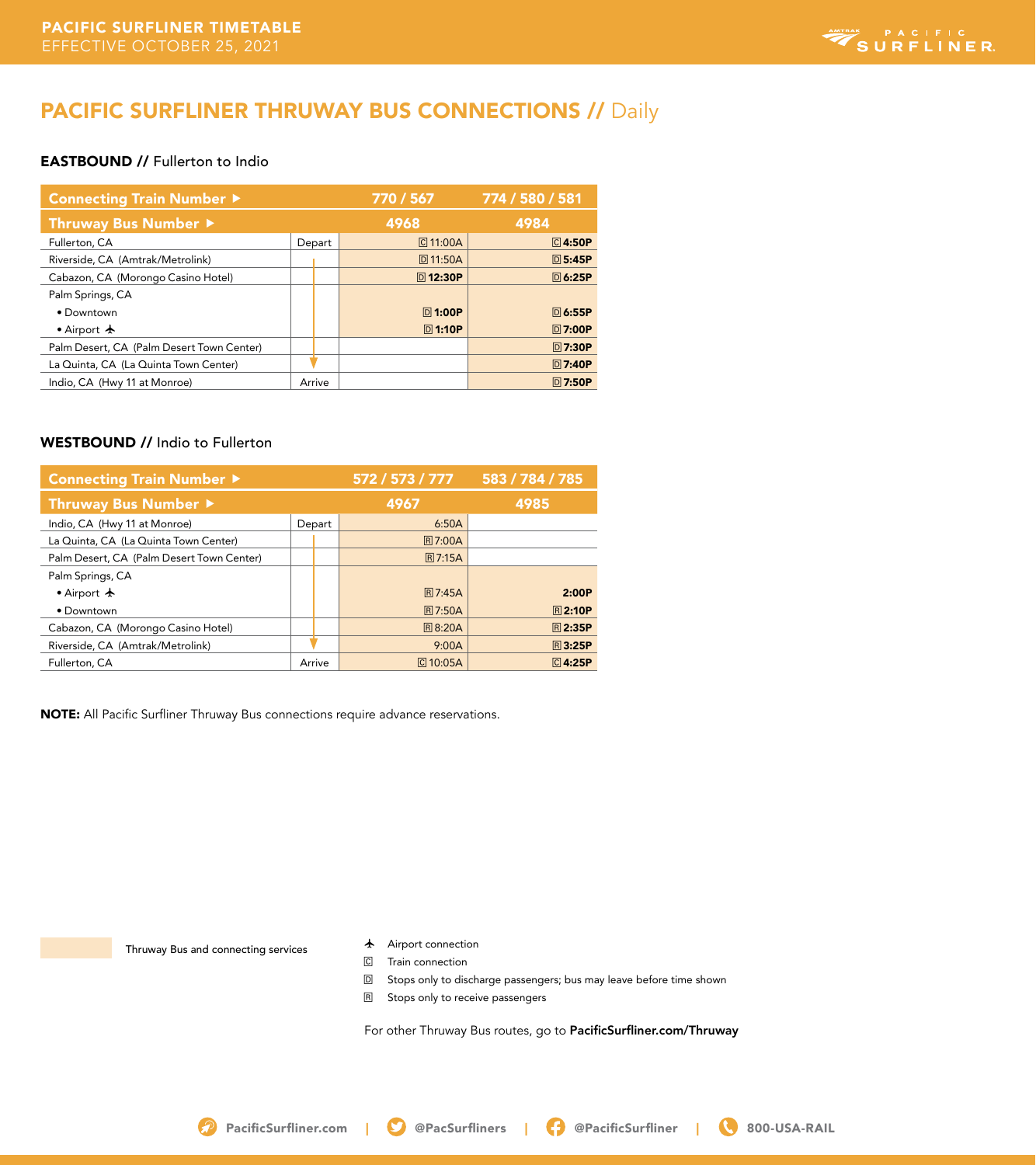## PACIFIC SURFLINER THRUWAY BUS CONNECTIONS // Daily

### EASTBOUND // Fullerton to Indio

| Connecting Train Number ▶ | | 770 / 567 | 774 / 580 / 581 |
|---|---|---|---|
| **Thruway Bus Number ▶** | | **4968** | **4984** |
| Fullerton, CA | Depart | Ⓒ 11:00A | Ⓒ **4:50P** |
| Riverside, CA (Amtrak/Metrolink) | | Ⓓ 11:50A | Ⓓ **5:45P** |
| Cabazon, CA (Morongo Casino Hotel) | | Ⓓ **12:30P** | Ⓓ **6:25P** |
| Palm Springs, CA | | | |
| • Downtown | | Ⓓ **1:00P** | Ⓓ **6:55P** |
| • Airport ✈ | | Ⓓ **1:10P** | Ⓓ **7:00P** |
| Palm Desert, CA (Palm Desert Town Center) | | | Ⓓ **7:30P** |
| La Quinta, CA (La Quinta Town Center) | | | Ⓓ **7:40P** |
| Indio, CA (Hwy 11 at Monroe) | Arrive | | Ⓓ **7:50P** |

### WESTBOUND // Indio to Fullerton

| Connecting Train Number ▶ | | 572 / 573 / 777 | 583 / 784 / 785 |
|---|---|---|---|
| **Thruway Bus Number ▶** | | **4967** | **4985** |
| Indio, CA (Hwy 11 at Monroe) | Depart | 6:50A | |
| La Quinta, CA (La Quinta Town Center) | | Ⓡ 7:00A | |
| Palm Desert, CA (Palm Desert Town Center) | | Ⓡ 7:15A | |
| Palm Springs, CA | | | |
| • Airport ✈ | | Ⓡ 7:45A | **2:00P** |
| • Downtown | | Ⓡ 7:50A | Ⓡ **2:10P** |
| Cabazon, CA (Morongo Casino Hotel) | | Ⓡ 8:20A | Ⓡ **2:35P** |
| Riverside, CA (Amtrak/Metrolink) | | 9:00A | Ⓡ **3:25P** |
| Fullerton, CA | Arrive | Ⓒ 10:05A | Ⓒ **4:25P** |

**NOTE:** All Pacific Surfliner Thruway Bus connections require advance reservations.

Thruway Bus and connecting services

✈ Airport connection
Ⓒ Train connection
Ⓓ Stops only to discharge passengers; bus may leave before time shown
Ⓡ Stops only to receive passengers

For other Thruway Bus routes, go to **PacificSurfliner.com/Thruway**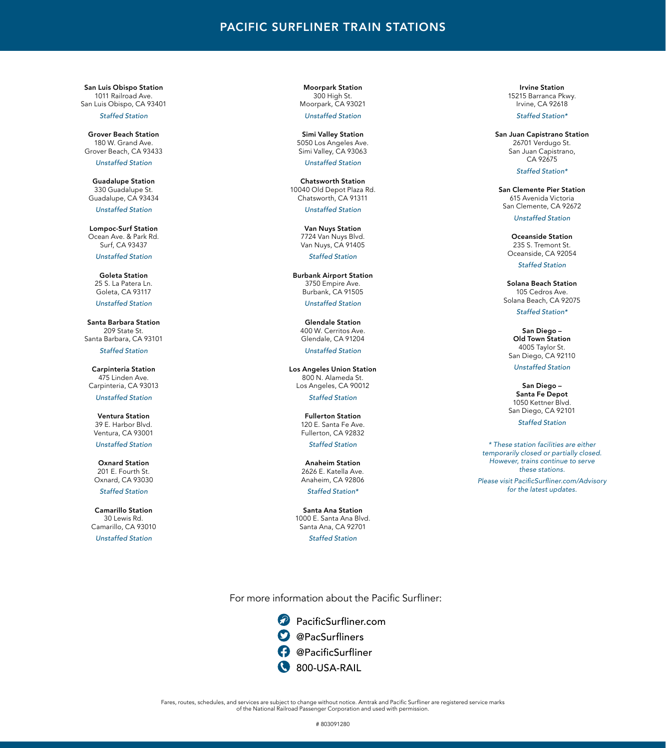# PACIFIC SURFLINER TRAIN STATIONS

**San Luis Obispo Station**
1011 Railroad Ave.
San Luis Obispo, CA 93401
*Staffed Station*

**Grover Beach Station**
180 W. Grand Ave.
Grover Beach, CA 93433
*Unstaffed Station*

**Guadalupe Station**
330 Guadalupe St.
Guadalupe, CA 93434
*Unstaffed Station*

**Lompoc-Surf Station**
Ocean Ave. & Park Rd.
Surf, CA 93437
*Unstaffed Station*

**Goleta Station**
25 S. La Patera Ln.
Goleta, CA 93117
*Unstaffed Station*

**Santa Barbara Station**
209 State St.
Santa Barbara, CA 93101
*Staffed Station*

**Carpinteria Station**
475 Linden Ave.
Carpinteria, CA 93013
*Unstaffed Station*

**Ventura Station**
39 E. Harbor Blvd.
Ventura, CA 93001
*Unstaffed Station*

**Oxnard Station**
201 E. Fourth St.
Oxnard, CA 93030
*Staffed Station*

**Camarillo Station**
30 Lewis Rd.
Camarillo, CA 93010
*Unstaffed Station*

**Moorpark Station**
300 High St.
Moorpark, CA 93021
*Unstaffed Station*

**Simi Valley Station**
5050 Los Angeles Ave.
Simi Valley, CA 93063
*Unstaffed Station*

**Chatsworth Station**
10040 Old Depot Plaza Rd.
Chatsworth, CA 91311
*Unstaffed Station*

**Van Nuys Station**
7724 Van Nuys Blvd.
Van Nuys, CA 91405
*Staffed Station*

**Burbank Airport Station**
3750 Empire Ave.
Burbank, CA 91505
*Unstaffed Station*

**Glendale Station**
400 W. Cerritos Ave.
Glendale, CA 91204
*Unstaffed Station*

**Los Angeles Union Station**
800 N. Alameda St.
Los Angeles, CA 90012
*Staffed Station*

**Fullerton Station**
120 E. Santa Fe Ave.
Fullerton, CA 92832
*Staffed Station*

**Anaheim Station**
2626 E. Katella Ave.
Anaheim, CA 92806
*Staffed Station**

**Santa Ana Station**
1000 E. Santa Ana Blvd.
Santa Ana, CA 92701
*Staffed Station*

**Irvine Station**
15215 Barranca Pkwy.
Irvine, CA 92618
*Staffed Station**

**San Juan Capistrano Station**
26701 Verdugo St.
San Juan Capistrano, CA 92675
*Staffed Station**

**San Clemente Pier Station**
615 Avenida Victoria
San Clemente, CA 92672
*Unstaffed Station*

**Oceanside Station**
235 S. Tremont St.
Oceanside, CA 92054
*Staffed Station*

**Solana Beach Station**
105 Cedros Ave.
Solana Beach, CA 92075
*Staffed Station**

**San Diego – Old Town Station**
4005 Taylor St.
San Diego, CA 92110
*Unstaffed Station*

**San Diego – Santa Fe Depot**
1050 Kettner Blvd.
San Diego, CA 92101
*Staffed Station*

*\* These station facilities are either temporarily closed or partially closed. However, trains continue to serve these stations.*

*Please visit PacificSurfliner.com/Advisory for the latest updates.*

For more information about the Pacific Surfliner:

- PacificSurfliner.com
- @PacSurfliners
- @PacificSurfliner
- 800-USA-RAIL

Fares, routes, schedules, and services are subject to change without notice. Amtrak and Pacific Surfliner are registered service marks of the National Railroad Passenger Corporation and used with permission.

# 803091280